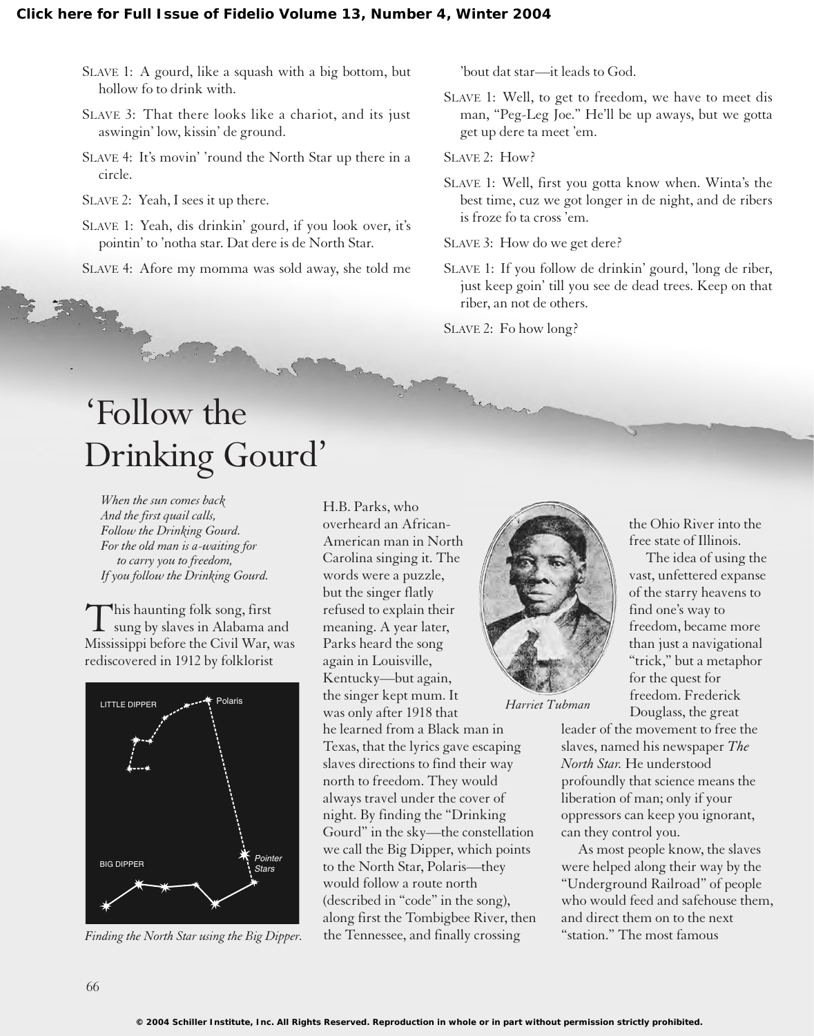SLAVE 1: A gourd, like a squash with a big bottom, but hollow fo to drink with.

SLAVE 3: That there looks like a chariot, and its just aswingin' low, kissin' de ground.

SLAVE 4: It's movin' 'round the North Star up there in a circle.

SLAVE 2: Yeah, I sees it up there.

SLAVE 1: Yeah, dis drinkin' gourd, if you look over, it's pointin' to 'notha star. Dat dere is de North Star.

SLAVE 4: Afore my momma was sold away, she told me 'bout dat star—it leads to God.

SLAVE 1: Well, to get to freedom, we have to meet dis man, "Peg-Leg Joe." He'll be up aways, but we gotta get up dere ta meet 'em.

SLAVE 2: How?

SLAVE 1: Well, first you gotta know when. Winta's the best time, cuz we got longer in de night, and de ribers is froze fo ta cross 'em.

SLAVE 3: How do we get dere?

SLAVE 1: If you follow de drinkin' gourd, 'long de riber, just keep goin' till you see de dead trees. Keep on that riber, an not de others.

SLAVE 2: Fo how long?

# 'Follow the Drinking Gourd'

*When the sun comes back*
*And the first quail calls,*
*Follow the Drinking Gourd.*
*For the old man is a-waiting for*
*to carry you to freedom,*
*If you follow the Drinking Gourd.*

This haunting folk song, first sung by slaves in Alabama and Mississippi before the Civil War, was rediscovered in 1912 by folklorist H.B. Parks, who overheard an African-American man in North Carolina singing it. The words were a puzzle, but the singer flatly refused to explain their meaning. A year later, Parks heard the song again in Louisville, Kentucky—but again, the singer kept mum. It was only after 1918 that he learned from a Black man in Texas, that the lyrics gave escaping slaves directions to find their way north to freedom. They would always travel under the cover of night. By finding the "Drinking Gourd" in the sky—the constellation we call the Big Dipper, which points to the North Star, Polaris—they would follow a route north (described in "code" in the song), along first the Tombigbee River, then the Tennessee, and finally crossing the Ohio River into the free state of Illinois.

*Finding the North Star using the Big Dipper.*

*Harriet Tubman*

The idea of using the vast, unfettered expanse of the starry heavens to find one's way to freedom, became more than just a navigational "trick," but a metaphor for the quest for freedom. Frederick Douglass, the great leader of the movement to free the slaves, named his newspaper *The North Star.* He understood profoundly that science means the liberation of man; only if your oppressors can keep you ignorant, can they control you.

As most people know, the slaves were helped along their way by the "Underground Railroad" of people who would feed and safehouse them, and direct them on to the next "station." The most famous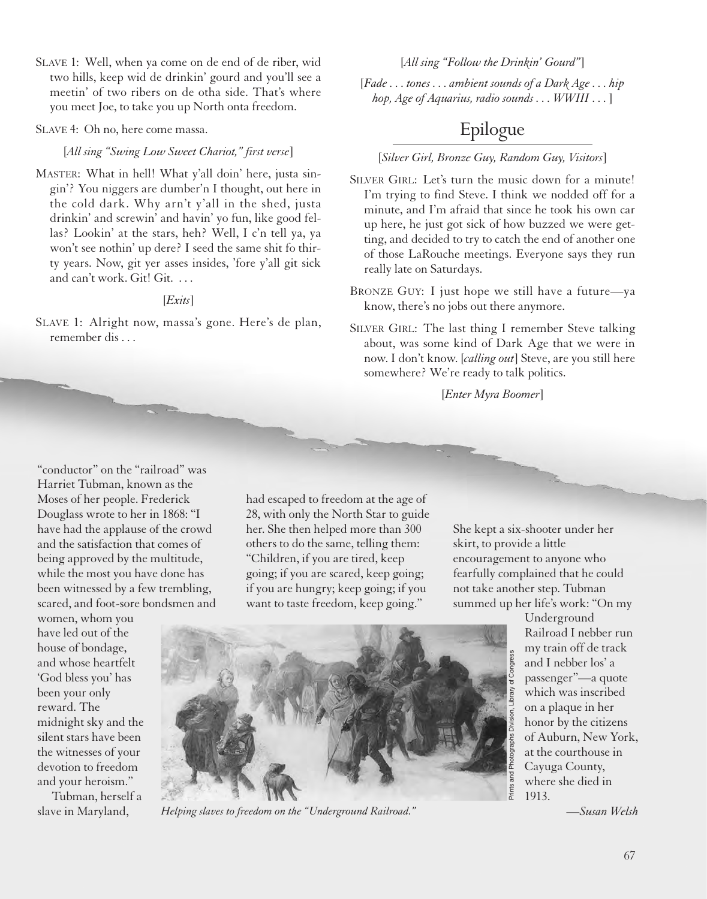SLAVE 1: Well, when ya come on de end of de riber, wid two hills, keep wid de drinkin' gourd and you'll see a meetin' of two ribers on de otha side. That's where you meet Joe, to take you up North onta freedom.

SLAVE 4: Oh no, here come massa.

[*All sing "Swing Low Sweet Chariot," first verse*]

MASTER: What in hell! What y'all doin' here, justa singin'? You niggers are dumber'n I thought, out here in the cold dark. Why arn't y'all in the shed, justa drinkin' and screwin' and havin' yo fun, like good fellas? Lookin' at the stars, heh? Well, I c'n tell ya, ya won't see nothin' up dere? I seed the same shit fo thirty years. Now, git yer asses insides, 'fore y'all git sick and can't work. Git! Git. . . .

[*Exits*]

SLAVE 1: Alright now, massa's gone. Here's de plan, remember dis . . .

[*All sing "Follow the Drinkin' Gourd"*]

[*Fade . . . tones . . . ambient sounds of a Dark Age . . . hip hop, Age of Aquarius, radio sounds . . . WWIII . . .* ]

## Epilogue

[*Silver Girl, Bronze Guy, Random Guy, Visitors*]

SILVER GIRL: Let's turn the music down for a minute! I'm trying to find Steve. I think we nodded off for a minute, and I'm afraid that since he took his own car up here, he just got sick of how buzzed we were getting, and decided to try to catch the end of another one of those LaRouche meetings. Everyone says they run really late on Saturdays.

BRONZE GUY: I just hope we still have a future—ya know, there's no jobs out there anymore.

SILVER GIRL: The last thing I remember Steve talking about, was some kind of Dark Age that we were in now. I don't know. [*calling out*] Steve, are you still here somewhere? We're ready to talk politics.

[*Enter Myra Boomer*]

---

"conductor" on the "railroad" was Harriet Tubman, known as the Moses of her people. Frederick Douglass wrote to her in 1868: "I have had the applause of the crowd and the satisfaction that comes of being approved by the multitude, while the most you have done has been witnessed by a few trembling, scared, and foot-sore bondsmen and women, whom you have led out of the house of bondage, and whose heartfelt 'God bless you' has been your only reward. The midnight sky and the silent stars have been the witnesses of your devotion to freedom and your heroism."

Tubman, herself a slave in Maryland, had escaped to freedom at the age of 28, with only the North Star to guide her. She then helped more than 300 others to do the same, telling them: "Children, if you are tired, keep going; if you are scared, keep going; if you are hungry; keep going; if you want to taste freedom, keep going."

She kept a six-shooter under her skirt, to provide a little encouragement to anyone who fearfully complained that he could not take another step. Tubman summed up her life's work: "On my Underground Railroad I nebber run my train off de track and I nebber los' a passenger"—a quote which was inscribed on a plaque in her honor by the citizens of Auburn, New York, at the courthouse in Cayuga County, where she died in 1913.

—*Susan Welsh*

Prints and Photographs Division, Library of Congress

*Helping slaves to freedom on the "Underground Railroad."*